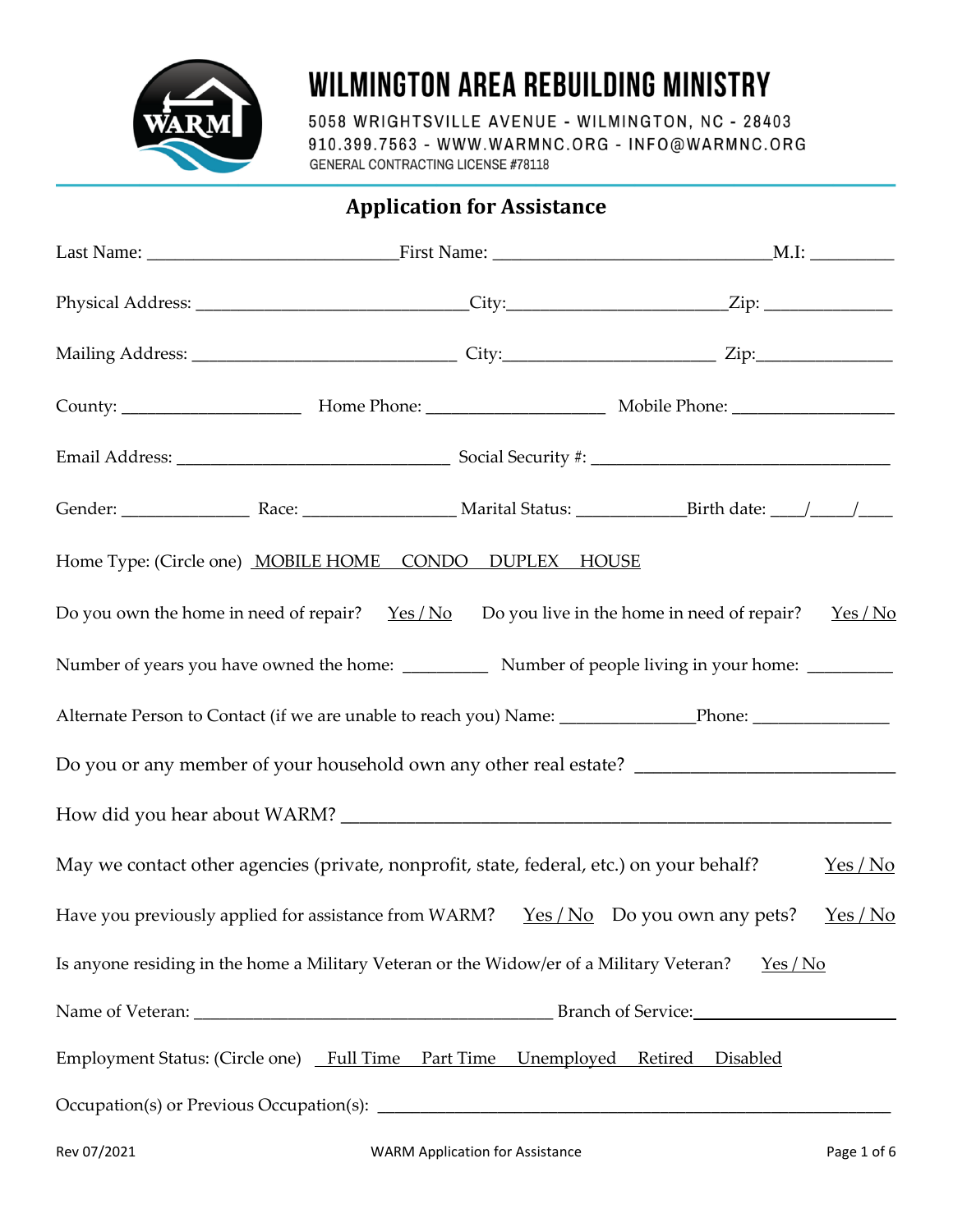# WILMINGTON AREA REBUILDING MINISTRY

5058 WRIGHTSVILLE AVENUE - WILMINGTON, NC - 28403
910.399.7563 - WWW.WARMNC.ORG - INFO@WARMNC.ORG
GENERAL CONTRACTING LICENSE #78118

## Application for Assistance

Last Name: ___________________________ First Name: ______________________________ M.I: _________

Physical Address: _____________________________ City: _______________________ Zip: ______________

Mailing Address: _____________________________ City: _______________________ Zip: ______________

County: ___________________ Home Phone: ___________________ Mobile Phone: __________________

Email Address: ______________________________ Social Security #: _________________________________

Gender: ______________ Race: _________________ Marital Status: ____________ Birth date: ____/_____/____

Home Type: (Circle one) MOBILE HOME CONDO DUPLEX HOUSE

Do you own the home in need of repair? Yes / No  Do you live in the home in need of repair? Yes / No

Number of years you have owned the home: _________ Number of people living in your home: _________

Alternate Person to Contact (if we are unable to reach you) Name: ______________ Phone: _______________

Do you or any member of your household own any other real estate? ___________________________

How did you hear about WARM? _____________________________________________________________

May we contact other agencies (private, nonprofit, state, federal, etc.) on your behalf? Yes / No

Have you previously applied for assistance from WARM? Yes / No  Do you own any pets? Yes / No

Is anyone residing in the home a Military Veteran or the Widow/er of a Military Veteran? Yes / No

Name of Veteran: ________________________________________ Branch of Service: ____________________

Employment Status: (Circle one) Full Time Part Time Unemployed Retired Disabled

Occupation(s) or Previous Occupation(s): _____________________________________________________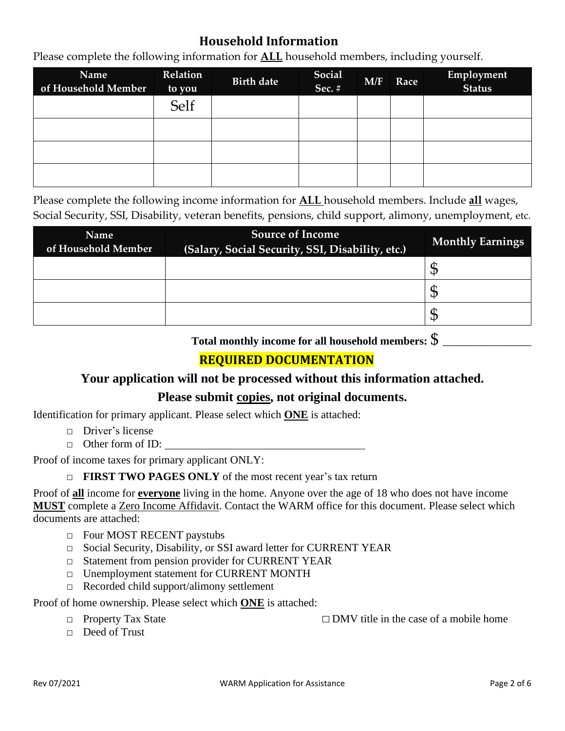## Household Information

Please complete the following information for **ALL** household members, including yourself.

| Name of Household Member | Relation to you | Birth date | Social Sec. # | M/F | Race | Employment Status |
|---|---|---|---|---|---|---|
| | Self | | | | | |
| | | | | | | |
| | | | | | | |
| | | | | | | |

Please complete the following income information for **ALL** household members. Include **all** wages, Social Security, SSI, Disability, veteran benefits, pensions, child support, alimony, unemployment, etc.

| Name of Household Member | Source of Income (Salary, Social Security, SSI, Disability, etc.) | Monthly Earnings |
|---|---|---|
| | | $ |
| | | $ |
| | | $ |

**Total monthly income for all household members:** $ _______________

## REQUIRED DOCUMENTATION

### Your application will not be processed without this information attached.

### Please submit copies, not original documents.

Identification for primary applicant. Please select which **ONE** is attached:

- □ Driver's license
- □ Other form of ID: ____________________________________

Proof of income taxes for primary applicant ONLY:

- □ **FIRST TWO PAGES ONLY** of the most recent year's tax return

Proof of **all** income for **everyone** living in the home. Anyone over the age of 18 who does not have income **MUST** complete a Zero Income Affidavit. Contact the WARM office for this document. Please select which documents are attached:

- □ Four MOST RECENT paystubs
- □ Social Security, Disability, or SSI award letter for CURRENT YEAR
- □ Statement from pension provider for CURRENT YEAR
- □ Unemployment statement for CURRENT MONTH
- □ Recorded child support/alimony settlement

Proof of home ownership. Please select which **ONE** is attached:

- □ Property Tax State
- □ DMV title in the case of a mobile home
- □ Deed of Trust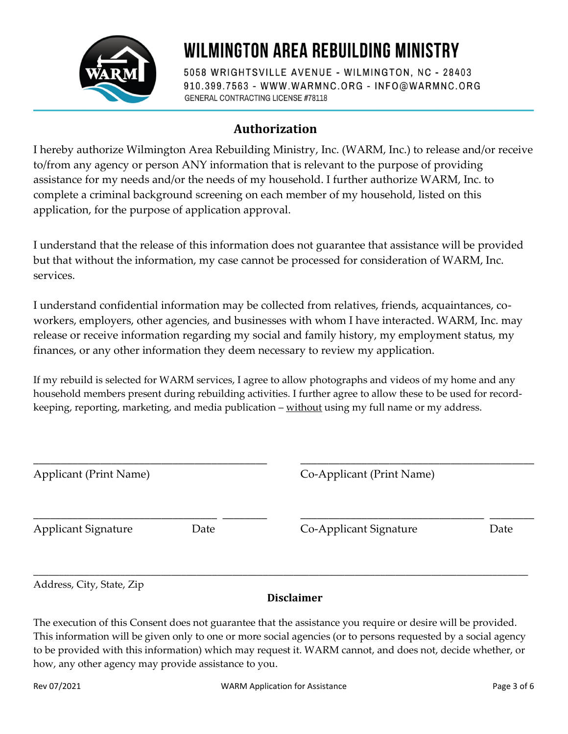# WILMINGTON AREA REBUILDING MINISTRY

5058 WRIGHTSVILLE AVENUE - WILMINGTON, NC - 28403
910.399.7563 - WWW.WARMNC.ORG - INFO@WARMNC.ORG
GENERAL CONTRACTING LICENSE #78118

## Authorization

I hereby authorize Wilmington Area Rebuilding Ministry, Inc. (WARM, Inc.) to release and/or receive to/from any agency or person ANY information that is relevant to the purpose of providing assistance for my needs and/or the needs of my household. I further authorize WARM, Inc. to complete a criminal background screening on each member of my household, listed on this application, for the purpose of application approval.

I understand that the release of this information does not guarantee that assistance will be provided but that without the information, my case cannot be processed for consideration of WARM, Inc. services.

I understand confidential information may be collected from relatives, friends, acquaintances, co-workers, employers, other agencies, and businesses with whom I have interacted. WARM, Inc. may release or receive information regarding my social and family history, my employment status, my finances, or any other information they deem necessary to review my application.

If my rebuild is selected for WARM services, I agree to allow photographs and videos of my home and any household members present during rebuilding activities. I further agree to allow these to be used for record-keeping, reporting, marketing, and media publication – <u>without</u> using my full name or my address.

______________________________ ______________________________
Applicant (Print Name) Co-Applicant (Print Name)

______________________ ________ ______________________ ________
Applicant Signature Date Co-Applicant Signature Date

______________________________________________________________
Address, City, State, Zip

### Disclaimer

The execution of this Consent does not guarantee that the assistance you require or desire will be provided. This information will be given only to one or more social agencies (or to persons requested by a social agency to be provided with this information) which may request it. WARM cannot, and does not, decide whether, or how, any other agency may provide assistance to you.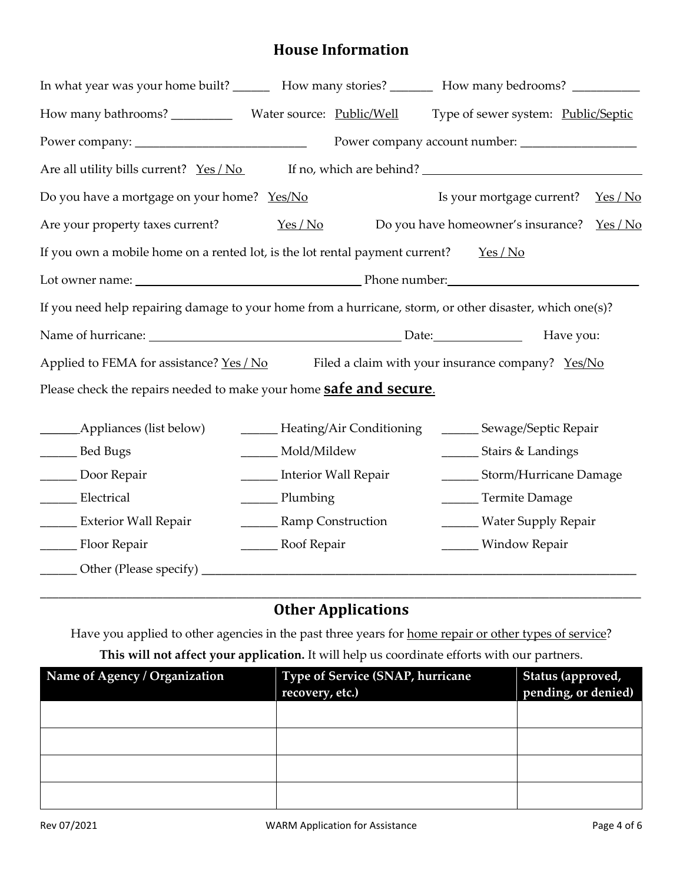## House Information

In what year was your home built? ______ How many stories? _______ How many bedrooms? __________

How many bathrooms? __________ Water source: Public/Well Type of sewer system: Public/Septic

Power company: ___________________________ Power company account number: __________________

Are all utility bills current? Yes / No If no, which are behind? ___________________________________

Do you have a mortgage on your home? Yes/No Is your mortgage current? Yes / No

Are your property taxes current? Yes / No Do you have homeowner's insurance? Yes / No

If you own a mobile home on a rented lot, is the lot rental payment current? Yes / No

Lot owner name: ____________________________________ Phone number: ______________________________

If you need help repairing damage to your home from a hurricane, storm, or other disaster, which one(s)?

Name of hurricane: ________________________________________ Date: ______________ Have you:

Applied to FEMA for assistance? Yes / No Filed a claim with your insurance company? Yes/No

Please check the repairs needed to make your home **safe and secure**.

______ Appliances (list below)
______ Bed Bugs
______ Door Repair
______ Electrical
______ Exterior Wall Repair
______ Floor Repair
______ Heating/Air Conditioning
______ Mold/Mildew
______ Interior Wall Repair
______ Plumbing
______ Ramp Construction
______ Roof Repair
______ Sewage/Septic Repair
______ Stairs & Landings
______ Storm/Hurricane Damage
______ Termite Damage
______ Water Supply Repair
______ Window Repair

______ Other (Please specify) ______________________________________________________________________

## Other Applications

Have you applied to other agencies in the past three years for home repair or other types of service?

**This will not affect your application.** It will help us coordinate efforts with our partners.

| Name of Agency / Organization | Type of Service (SNAP, hurricane recovery, etc.) | Status (approved, pending, or denied) |
|---|---|---|
| | | |
| | | |
| | | |
| | | |

Rev 07/2021 WARM Application for Assistance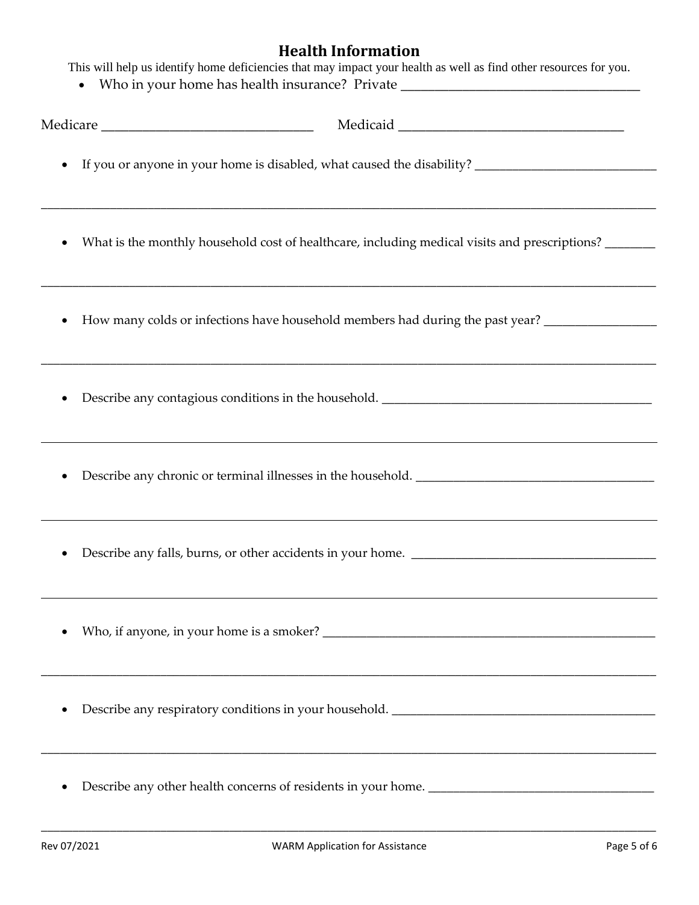## Health Information

This will help us identify home deficiencies that may impact your health as well as find other resources for you.

- Who in your home has health insurance? Private ____________________________________

Medicare ________________________________ Medicaid __________________________________

- If you or anyone in your home is disabled, what caused the disability? _____________________________

_____________________________________________________________________________________________

- What is the monthly household cost of healthcare, including medical visits and prescriptions? ________

_____________________________________________________________________________________________

- How many colds or infections have household members had during the past year? _________________

_____________________________________________________________________________________________

- Describe any contagious conditions in the household. ___________________________________________

_____________________________________________________________________________________________

- Describe any chronic or terminal illnesses in the household. ______________________________________

_____________________________________________________________________________________________

- Describe any falls, burns, or other accidents in your home. _______________________________________

_____________________________________________________________________________________________

- Who, if anyone, in your home is a smoker? ____________________________________________________

_____________________________________________________________________________________________

- Describe any respiratory conditions in your household. __________________________________________

_____________________________________________________________________________________________

- Describe any other health concerns of residents in your home. ____________________________________

_____________________________________________________________________________________________

Rev 07/2021 WARM Application for Assistance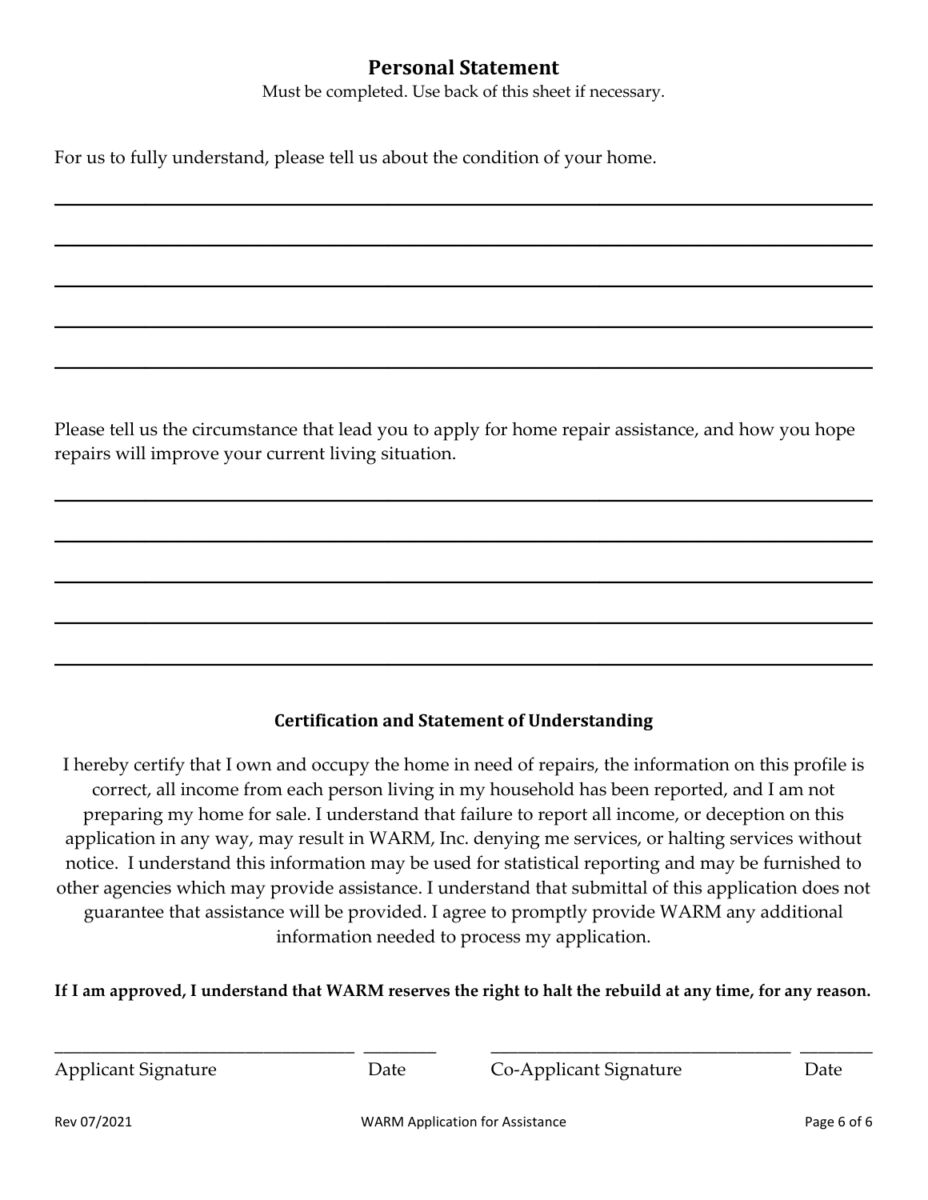## Personal Statement

Must be completed. Use back of this sheet if necessary.

For us to fully understand, please tell us about the condition of your home.

\_\_\_\_\_\_\_\_\_\_\_\_\_\_\_\_\_\_\_\_\_\_\_\_\_\_\_\_\_\_\_\_\_\_\_\_\_\_\_\_\_\_\_\_\_\_\_\_\_\_\_\_\_\_\_\_\_\_\_\_\_\_\_\_\_\_\_\_\_\_\_\_\_\_\_\_\_\_

\_\_\_\_\_\_\_\_\_\_\_\_\_\_\_\_\_\_\_\_\_\_\_\_\_\_\_\_\_\_\_\_\_\_\_\_\_\_\_\_\_\_\_\_\_\_\_\_\_\_\_\_\_\_\_\_\_\_\_\_\_\_\_\_\_\_\_\_\_\_\_\_\_\_\_\_\_\_

\_\_\_\_\_\_\_\_\_\_\_\_\_\_\_\_\_\_\_\_\_\_\_\_\_\_\_\_\_\_\_\_\_\_\_\_\_\_\_\_\_\_\_\_\_\_\_\_\_\_\_\_\_\_\_\_\_\_\_\_\_\_\_\_\_\_\_\_\_\_\_\_\_\_\_\_\_\_

\_\_\_\_\_\_\_\_\_\_\_\_\_\_\_\_\_\_\_\_\_\_\_\_\_\_\_\_\_\_\_\_\_\_\_\_\_\_\_\_\_\_\_\_\_\_\_\_\_\_\_\_\_\_\_\_\_\_\_\_\_\_\_\_\_\_\_\_\_\_\_\_\_\_\_\_\_\_

\_\_\_\_\_\_\_\_\_\_\_\_\_\_\_\_\_\_\_\_\_\_\_\_\_\_\_\_\_\_\_\_\_\_\_\_\_\_\_\_\_\_\_\_\_\_\_\_\_\_\_\_\_\_\_\_\_\_\_\_\_\_\_\_\_\_\_\_\_\_\_\_\_\_\_\_\_\_

Please tell us the circumstance that lead you to apply for home repair assistance, and how you hope repairs will improve your current living situation.

\_\_\_\_\_\_\_\_\_\_\_\_\_\_\_\_\_\_\_\_\_\_\_\_\_\_\_\_\_\_\_\_\_\_\_\_\_\_\_\_\_\_\_\_\_\_\_\_\_\_\_\_\_\_\_\_\_\_\_\_\_\_\_\_\_\_\_\_\_\_\_\_\_\_\_\_\_\_

\_\_\_\_\_\_\_\_\_\_\_\_\_\_\_\_\_\_\_\_\_\_\_\_\_\_\_\_\_\_\_\_\_\_\_\_\_\_\_\_\_\_\_\_\_\_\_\_\_\_\_\_\_\_\_\_\_\_\_\_\_\_\_\_\_\_\_\_\_\_\_\_\_\_\_\_\_\_

\_\_\_\_\_\_\_\_\_\_\_\_\_\_\_\_\_\_\_\_\_\_\_\_\_\_\_\_\_\_\_\_\_\_\_\_\_\_\_\_\_\_\_\_\_\_\_\_\_\_\_\_\_\_\_\_\_\_\_\_\_\_\_\_\_\_\_\_\_\_\_\_\_\_\_\_\_\_

\_\_\_\_\_\_\_\_\_\_\_\_\_\_\_\_\_\_\_\_\_\_\_\_\_\_\_\_\_\_\_\_\_\_\_\_\_\_\_\_\_\_\_\_\_\_\_\_\_\_\_\_\_\_\_\_\_\_\_\_\_\_\_\_\_\_\_\_\_\_\_\_\_\_\_\_\_\_

\_\_\_\_\_\_\_\_\_\_\_\_\_\_\_\_\_\_\_\_\_\_\_\_\_\_\_\_\_\_\_\_\_\_\_\_\_\_\_\_\_\_\_\_\_\_\_\_\_\_\_\_\_\_\_\_\_\_\_\_\_\_\_\_\_\_\_\_\_\_\_\_\_\_\_\_\_\_

### Certification and Statement of Understanding

I hereby certify that I own and occupy the home in need of repairs, the information on this profile is correct, all income from each person living in my household has been reported, and I am not preparing my home for sale. I understand that failure to report all income, or deception on this application in any way, may result in WARM, Inc. denying me services, or halting services without notice. I understand this information may be used for statistical reporting and may be furnished to other agencies which may provide assistance. I understand that submittal of this application does not guarantee that assistance will be provided. I agree to promptly provide WARM any additional information needed to process my application.

**If I am approved, I understand that WARM reserves the right to halt the rebuild at any time, for any reason.**

\_\_\_\_\_\_\_\_\_\_\_\_\_\_\_\_\_\_\_\_\_\_\_\_\_\_\_\_\_\_ \_\_\_\_\_\_\_\_ \_\_\_\_\_\_\_\_\_\_\_\_\_\_\_\_\_\_\_\_\_\_\_\_\_\_\_\_\_\_ \_\_\_\_\_\_\_\_

Applicant Signature Date Co-Applicant Signature Date